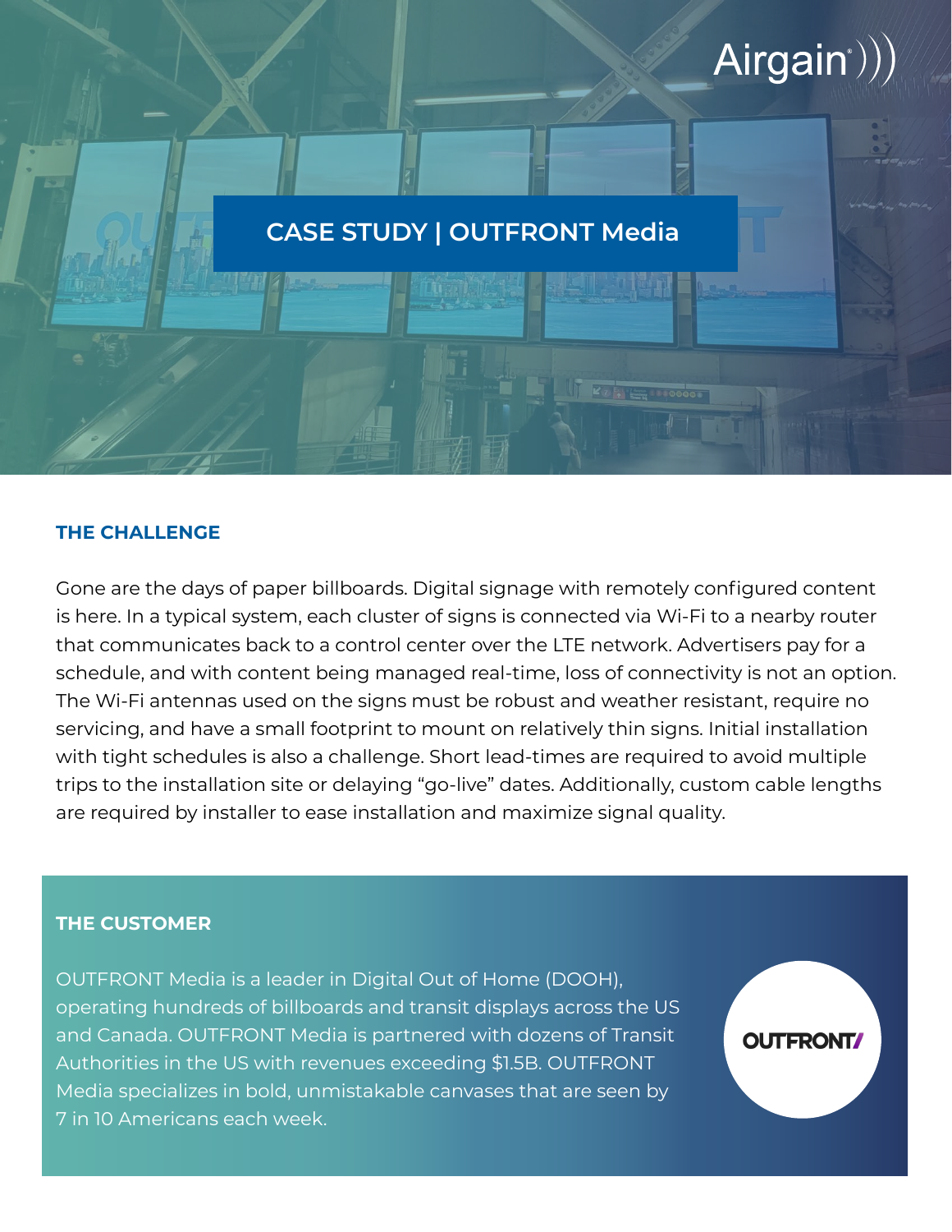# CASE STUDY | OUTFRONT Media

## THE CHALLENGE

Gone are the days of paper billboards. Digital signage with remotely configured content is here. In a typical system, each cluster of signs is connected via Wi-Fi to a nearby router that communicates back to a control center over the LTE network. Advertisers pay for a schedule, and with content being managed real-time, loss of connectivity is not an option. The Wi-Fi antennas used on the signs must be robust and weather resistant, require no servicing, and have a small footprint to mount on relatively thin signs. Initial installation with tight schedules is also a challenge. Short lead-times are required to avoid multiple trips to the installation site or delaying "go-live" dates. Additionally, custom cable lengths are required by installer to ease installation and maximize signal quality.

## THE CUSTOMER

OUTFRONT Media is a leader in Digital Out of Home (DOOH), operating hundreds of billboards and transit displays across the US and Canada. OUTFRONT Media is partnered with dozens of Transit Authorities in the US with revenues exceeding $1.5B. OUTFRONT Media specializes in bold, unmistakable canvases that are seen by 7 in 10 Americans each week.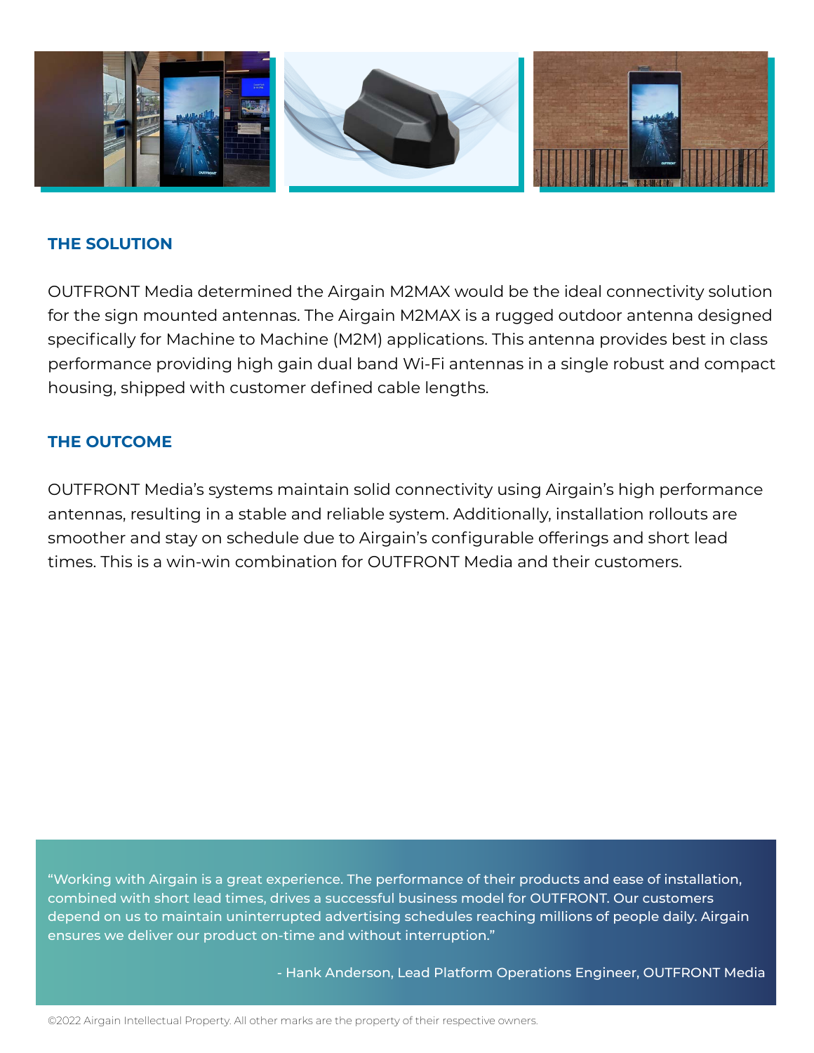## THE SOLUTION

OUTFRONT Media determined the Airgain M2MAX would be the ideal connectivity solution for the sign mounted antennas. The Airgain M2MAX is a rugged outdoor antenna designed specifically for Machine to Machine (M2M) applications. This antenna provides best in class performance providing high gain dual band Wi-Fi antennas in a single robust and compact housing, shipped with customer defined cable lengths.

## THE OUTCOME

OUTFRONT Media's systems maintain solid connectivity using Airgain's high performance antennas, resulting in a stable and reliable system. Additionally, installation rollouts are smoother and stay on schedule due to Airgain's configurable offerings and short lead times. This is a win-win combination for OUTFRONT Media and their customers.

> "Working with Airgain is a great experience. The performance of their products and ease of installation, combined with short lead times, drives a successful business model for OUTFRONT. Our customers depend on us to maintain uninterrupted advertising schedules reaching millions of people daily. Airgain ensures we deliver our product on-time and without interruption."
>
> \- Hank Anderson, Lead Platform Operations Engineer, OUTFRONT Media

©2022 Airgain Intellectual Property. All other marks are the property of their respective owners.